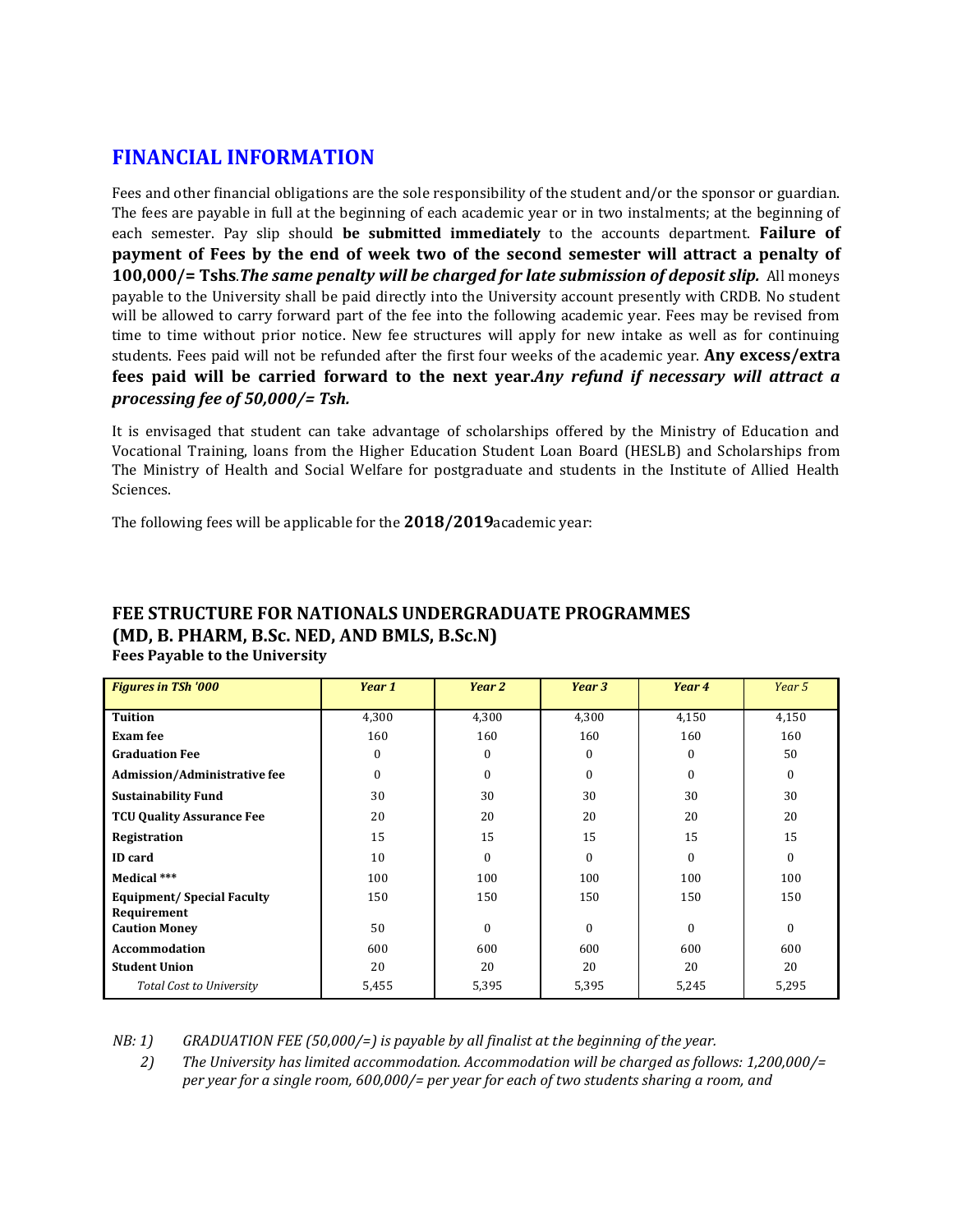## FINANCIAL INFORMATION

Fees and other financial obligations are the sole responsibility of the student and/or the sponsor or guardian. The fees are payable in full at the beginning of each academic year or in two instalments; at the beginning of each semester. Pay slip should **be submitted immediately** to the accounts department. **Failure of payment of Fees by the end of week two of the second semester will attract a penalty of 100,000/= Tshs**.***The same penalty will be charged for late submission of deposit slip.*** All moneys payable to the University shall be paid directly into the University account presently with CRDB. No student will be allowed to carry forward part of the fee into the following academic year. Fees may be revised from time to time without prior notice. New fee structures will apply for new intake as well as for continuing students. Fees paid will not be refunded after the first four weeks of the academic year. **Any excess/extra fees paid will be carried forward to the next year.*****Any refund if necessary will attract a processing fee of 50,000/= Tsh.***

It is envisaged that student can take advantage of scholarships offered by the Ministry of Education and Vocational Training, loans from the Higher Education Student Loan Board (HESLB) and Scholarships from The Ministry of Health and Social Welfare for postgraduate and students in the Institute of Allied Health Sciences.

The following fees will be applicable for the **2018/2019**academic year:

### FEE STRUCTURE FOR NATIONALS UNDERGRADUATE PROGRAMMES (MD, B. PHARM, B.Sc. NED, AND BMLS, B.Sc.N)

**Fees Payable to the University**

| *Figures in TSh '000* | *Year 1* | *Year 2* | *Year 3* | *Year 4* | *Year 5* |
|---|---|---|---|---|---|
| **Tuition** | 4,300 | 4,300 | 4,300 | 4,150 | 4,150 |
| **Exam fee** | 160 | 160 | 160 | 160 | 160 |
| **Graduation Fee** | 0 | 0 | 0 | 0 | 50 |
| **Admission/Administrative fee** | 0 | 0 | 0 | 0 | 0 |
| **Sustainability Fund** | 30 | 30 | 30 | 30 | 30 |
| **TCU Quality Assurance Fee** | 20 | 20 | 20 | 20 | 20 |
| **Registration** | 15 | 15 | 15 | 15 | 15 |
| **ID card** | 10 | 0 | 0 | 0 | 0 |
| **Medical \*\*\*** | 100 | 100 | 100 | 100 | 100 |
| **Equipment/ Special Faculty Requirement** | 150 | 150 | 150 | 150 | 150 |
| **Caution Money** | 50 | 0 | 0 | 0 | 0 |
| **Accommodation** | 600 | 600 | 600 | 600 | 600 |
| **Student Union** | 20 | 20 | 20 | 20 | 20 |
| *Total Cost to University* | 5,455 | 5,395 | 5,395 | 5,245 | 5,295 |

*NB: 1) GRADUATION FEE (50,000/=) is payable by all finalist at the beginning of the year.*

*2) The University has limited accommodation. Accommodation will be charged as follows: 1,200,000/= per year for a single room, 600,000/= per year for each of two students sharing a room, and*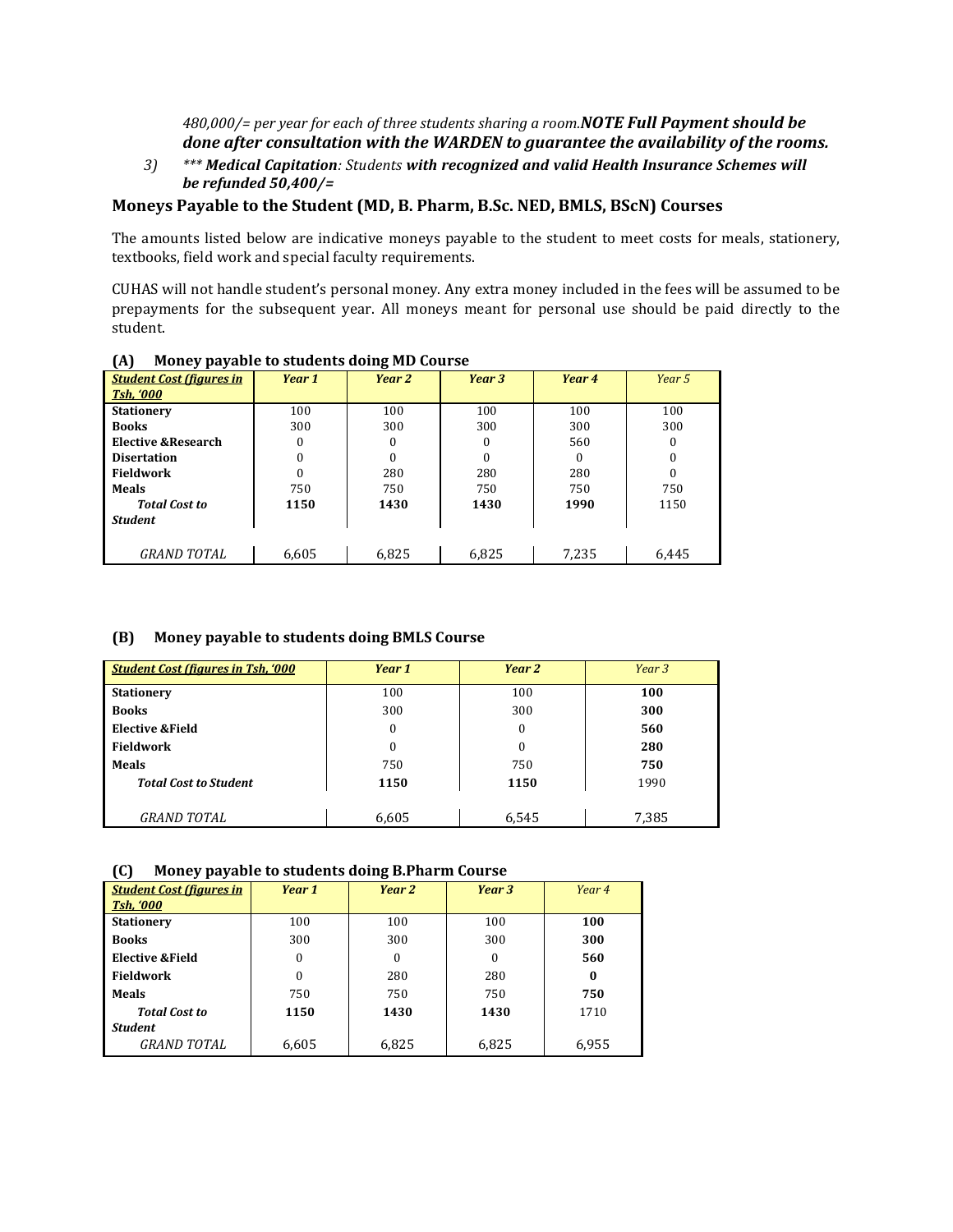*480,000/= per year for each of three students sharing a room.**NOTE Full Payment should be done after consultation with the WARDEN to guarantee the availability of the rooms.***

3) *\*\*\* **Medical Capitation**: Students **with recognized and valid Health Insurance Schemes will be refunded 50,400/=***

## Moneys Payable to the Student (MD, B. Pharm, B.Sc. NED, BMLS, BScN) Courses

The amounts listed below are indicative moneys payable to the student to meet costs for meals, stationery, textbooks, field work and special faculty requirements.

CUHAS will not handle student's personal money. Any extra money included in the fees will be assumed to be prepayments for the subsequent year. All moneys meant for personal use should be paid directly to the student.

### (A) Money payable to students doing MD Course

| *Student Cost (figures in Tsh, '000* | *Year 1* | *Year 2* | *Year 3* | *Year 4* | *Year 5* |
|---|---|---|---|---|---|
| **Stationery** | 100 | 100 | 100 | 100 | 100 |
| **Books** | 300 | 300 | 300 | 300 | 300 |
| **Elective &Research** | 0 | 0 | 0 | 560 | 0 |
| **Disertation** | 0 | 0 | 0 | 0 | 0 |
| **Fieldwork** | 0 | 280 | 280 | 280 | 0 |
| **Meals** | 750 | 750 | 750 | 750 | 750 |
| ***Total Cost to Student*** | **1150** | **1430** | **1430** | **1990** | 1150 |
| *GRAND TOTAL* | 6,605 | 6,825 | 6,825 | 7,235 | 6,445 |

### (B) Money payable to students doing BMLS Course

| *Student Cost (figures in Tsh, '000* | *Year 1* | *Year 2* | *Year 3* |
|---|---|---|---|
| **Stationery** | 100 | 100 | **100** |
| **Books** | 300 | 300 | **300** |
| **Elective &Field** | 0 | 0 | **560** |
| **Fieldwork** | 0 | 0 | **280** |
| **Meals** | 750 | 750 | **750** |
| ***Total Cost to Student*** | **1150** | **1150** | 1990 |
| *GRAND TOTAL* | 6,605 | 6,545 | 7,385 |

### (C) Money payable to students doing B.Pharm Course

| *Student Cost (figures in Tsh, '000* | *Year 1* | *Year 2* | *Year 3* | *Year 4* |
|---|---|---|---|---|
| **Stationery** | 100 | 100 | 100 | **100** |
| **Books** | 300 | 300 | 300 | **300** |
| **Elective &Field** | 0 | 0 | 0 | **560** |
| **Fieldwork** | 0 | 280 | 280 | **0** |
| **Meals** | 750 | 750 | 750 | **750** |
| ***Total Cost to Student*** | **1150** | **1430** | **1430** | 1710 |
| *GRAND TOTAL* | 6,605 | 6,825 | 6,825 | 6,955 |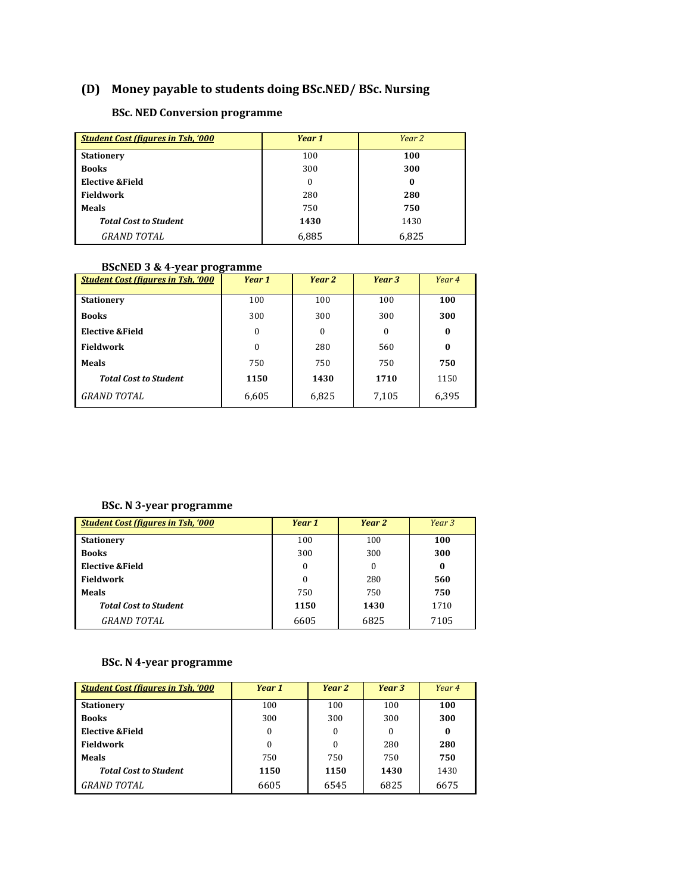## (D) Money payable to students doing BSc.NED/ BSc. Nursing

### BSc. NED Conversion programme

| ***Student Cost (figures in Tsh, '000*** | ***Year 1*** | *Year 2* |
|---|---|---|
| **Stationery** | 100 | **100** |
| **Books** | 300 | **300** |
| **Elective &Field** | 0 | **0** |
| **Fieldwork** | 280 | **280** |
| **Meals** | 750 | **750** |
| ***Total Cost to Student*** | **1430** | 1430 |
| *GRAND TOTAL* | 6,885 | 6,825 |

### BScNED 3 & 4-year programme

| ***Student Cost (figures in Tsh, '000*** | ***Year 1*** | ***Year 2*** | ***Year 3*** | *Year 4* |
|---|---|---|---|---|
| **Stationery** | 100 | 100 | 100 | **100** |
| **Books** | 300 | 300 | 300 | **300** |
| **Elective &Field** | 0 | 0 | 0 | **0** |
| **Fieldwork** | 0 | 280 | 560 | **0** |
| **Meals** | 750 | 750 | 750 | **750** |
| ***Total Cost to Student*** | **1150** | **1430** | **1710** | 1150 |
| *GRAND TOTAL* | 6,605 | 6,825 | 7,105 | 6,395 |

### BSc. N 3-year programme

| ***Student Cost (figures in Tsh, '000*** | ***Year 1*** | ***Year 2*** | *Year 3* |
|---|---|---|---|
| **Stationery** | 100 | 100 | **100** |
| **Books** | 300 | 300 | **300** |
| **Elective &Field** | 0 | 0 | **0** |
| **Fieldwork** | 0 | 280 | **560** |
| **Meals** | 750 | 750 | **750** |
| ***Total Cost to Student*** | **1150** | **1430** | 1710 |
| *GRAND TOTAL* | 6605 | 6825 | 7105 |

### BSc. N 4-year programme

| ***Student Cost (figures in Tsh, '000*** | ***Year 1*** | ***Year 2*** | ***Year 3*** | *Year 4* |
|---|---|---|---|---|
| **Stationery** | 100 | 100 | 100 | **100** |
| **Books** | 300 | 300 | 300 | **300** |
| **Elective &Field** | 0 | 0 | 0 | **0** |
| **Fieldwork** | 0 | 0 | 280 | **280** |
| **Meals** | 750 | 750 | 750 | **750** |
| ***Total Cost to Student*** | **1150** | **1150** | **1430** | 1430 |
| *GRAND TOTAL* | 6605 | 6545 | 6825 | 6675 |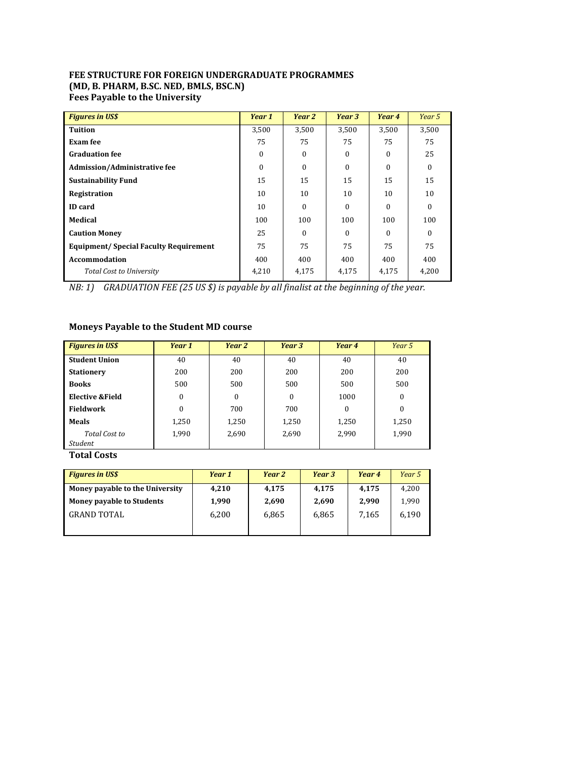**FEE STRUCTURE FOR FOREIGN UNDERGRADUATE PROGRAMMES**
**(MD, B. PHARM, B.SC. NED, BMLS, BSC.N)**
**Fees Payable to the University**

| *Figures in US$* | *Year 1* | *Year 2* | *Year 3* | *Year 4* | *Year 5* |
|---|---|---|---|---|---|
| **Tuition** | 3,500 | 3,500 | 3,500 | 3,500 | 3,500 |
| **Exam fee** | 75 | 75 | 75 | 75 | 75 |
| **Graduation fee** | 0 | 0 | 0 | 0 | 25 |
| **Admission/Administrative fee** | 0 | 0 | 0 | 0 | 0 |
| **Sustainability Fund** | 15 | 15 | 15 | 15 | 15 |
| **Registration** | 10 | 10 | 10 | 10 | 10 |
| **ID card** | 10 | 0 | 0 | 0 | 0 |
| **Medical** | 100 | 100 | 100 | 100 | 100 |
| **Caution Money** | 25 | 0 | 0 | 0 | 0 |
| **Equipment/ Special Faculty Requirement** | 75 | 75 | 75 | 75 | 75 |
| **Accommodation** | 400 | 400 | 400 | 400 | 400 |
| *Total Cost to University* | 4,210 | 4,175 | 4,175 | 4,175 | 4,200 |

*NB: 1) GRADUATION FEE (25 US $) is payable by all finalist at the beginning of the year.*

**Moneys Payable to the Student MD course**

| *Figures in US$* | *Year 1* | *Year 2* | *Year 3* | *Year 4* | *Year 5* |
|---|---|---|---|---|---|
| **Student Union** | 40 | 40 | 40 | 40 | 40 |
| **Stationery** | 200 | 200 | 200 | 200 | 200 |
| **Books** | 500 | 500 | 500 | 500 | 500 |
| **Elective &Field** | 0 | 0 | 0 | 1000 | 0 |
| **Fieldwork** | 0 | 700 | 700 | 0 | 0 |
| **Meals** | 1,250 | 1,250 | 1,250 | 1,250 | 1,250 |
| *Total Cost to Student* | 1,990 | 2,690 | 2,690 | 2,990 | 1,990 |

**Total Costs**

| *Figures in US$* | *Year 1* | *Year 2* | *Year 3* | *Year 4* | *Year 5* |
|---|---|---|---|---|---|
| **Money payable to the University** | **4,210** | **4,175** | **4,175** | **4,175** | 4,200 |
| **Money payable to Students** | **1,990** | **2,690** | **2,690** | **2,990** | 1,990 |
| GRAND TOTAL | 6,200 | 6,865 | 6,865 | 7,165 | 6,190 |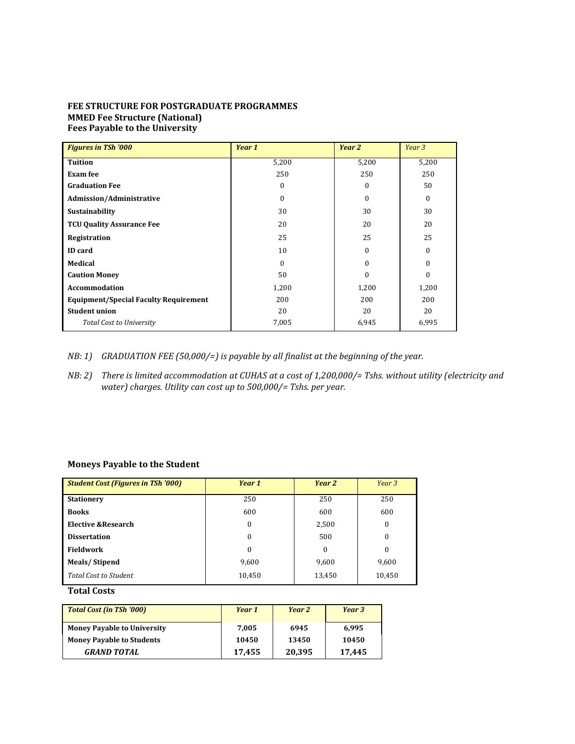**FEE STRUCTURE FOR POSTGRADUATE PROGRAMMES**
**MMED Fee Structure (National)**
**Fees Payable to the University**

| *Figures in TSh '000* | *Year 1* | *Year 2* | *Year 3* |
|---|---|---|---|
| **Tuition** | 5,200 | 5,200 | 5,200 |
| **Exam fee** | 250 | 250 | 250 |
| **Graduation Fee** | 0 | 0 | 50 |
| **Admission/Administrative** | 0 | 0 | 0 |
| **Sustainability** | 30 | 30 | 30 |
| **TCU Quality Assurance Fee** | 20 | 20 | 20 |
| **Registration** | 25 | 25 | 25 |
| **ID card** | 10 | 0 | 0 |
| **Medical** | 0 | 0 | 0 |
| **Caution Money** | 50 | 0 | 0 |
| **Accommodation** | 1,200 | 1,200 | 1,200 |
| **Equipment/Special Faculty Requirement** | 200 | 200 | 200 |
| **Student union** | 20 | 20 | 20 |
| *Total Cost to University* | 7,005 | 6,945 | 6,995 |

*NB: 1) GRADUATION FEE (50,000/=) is payable by all finalist at the beginning of the year.*

*NB: 2) There is limited accommodation at CUHAS at a cost of 1,200,000/= Tshs. without utility (electricity and water) charges. Utility can cost up to 500,000/= Tshs. per year.*

**Moneys Payable to the Student**

| *Student Cost (Figures in TSh '000)* | *Year 1* | *Year 2* | *Year 3* |
|---|---|---|---|
| **Stationery** | 250 | 250 | 250 |
| **Books** | 600 | 600 | 600 |
| **Elective &Research** | 0 | 2,500 | 0 |
| **Dissertation** | 0 | 500 | 0 |
| **Fieldwork** | 0 | 0 | 0 |
| **Meals/ Stipend** | 9,600 | 9,600 | 9,600 |
| *Total Cost to Student* | 10,450 | 13,450 | 10,450 |

**Total Costs**

| *Total Cost (in TSh '000)* | *Year 1* | *Year 2* | *Year 3* |
|---|---|---|---|
| **Money Payable to University** | **7,005** | **6945** | **6,995** |
| **Money Payable to Students** | **10450** | **13450** | **10450** |
| ***GRAND TOTAL*** | **17,455** | **20,395** | **17,445** |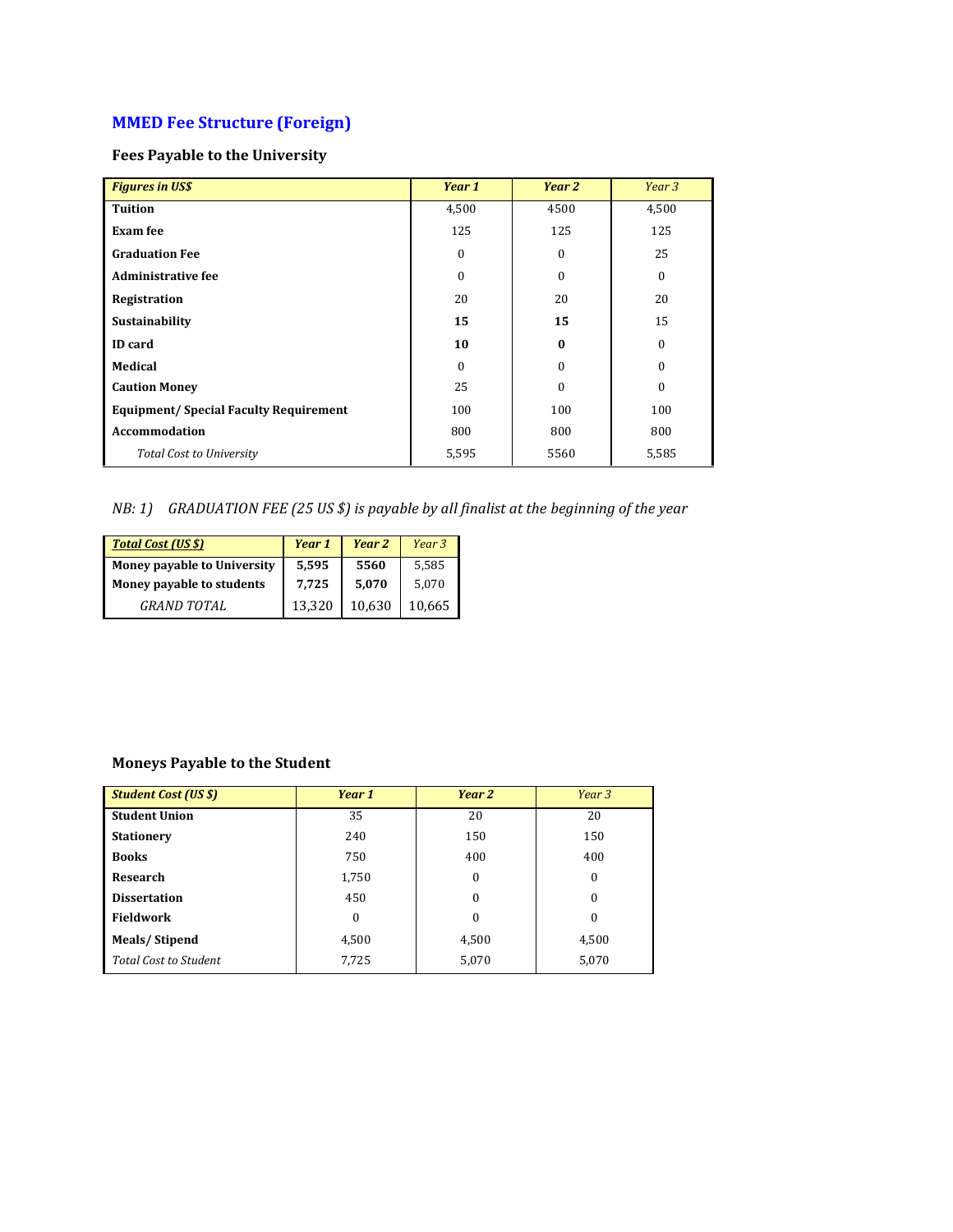## MMED Fee Structure (Foreign)

### Fees Payable to the University

| *Figures in US$* | *Year 1* | *Year 2* | *Year 3* |
|---|---|---|---|
| **Tuition** | 4,500 | 4500 | 4,500 |
| **Exam fee** | 125 | 125 | 125 |
| **Graduation Fee** | 0 | 0 | 25 |
| **Administrative fee** | 0 | 0 | 0 |
| **Registration** | 20 | 20 | 20 |
| **Sustainability** | **15** | **15** | 15 |
| **ID card** | **10** | **0** | 0 |
| **Medical** | 0 | 0 | 0 |
| **Caution Money** | 25 | 0 | 0 |
| **Equipment/ Special Faculty Requirement** | 100 | 100 | 100 |
| **Accommodation** | 800 | 800 | 800 |
| *Total Cost to University* | 5,595 | 5560 | 5,585 |

*NB: 1) GRADUATION FEE (25 US $) is payable by all finalist at the beginning of the year*

| *Total Cost (US $)* | *Year 1* | *Year 2* | *Year 3* |
|---|---|---|---|
| **Money payable to University** | **5,595** | **5560** | 5,585 |
| **Money payable to students** | **7,725** | **5,070** | 5,070 |
| *GRAND TOTAL* | 13,320 | 10,630 | 10,665 |

### Moneys Payable to the Student

| *Student Cost (US $)* | *Year 1* | *Year 2* | *Year 3* |
|---|---|---|---|
| **Student Union** | 35 | 20 | 20 |
| **Stationery** | 240 | 150 | 150 |
| **Books** | 750 | 400 | 400 |
| **Research** | 1,750 | 0 | 0 |
| **Dissertation** | 450 | 0 | 0 |
| **Fieldwork** | 0 | 0 | 0 |
| **Meals/ Stipend** | 4,500 | 4,500 | 4,500 |
| *Total Cost to Student* | 7,725 | 5,070 | 5,070 |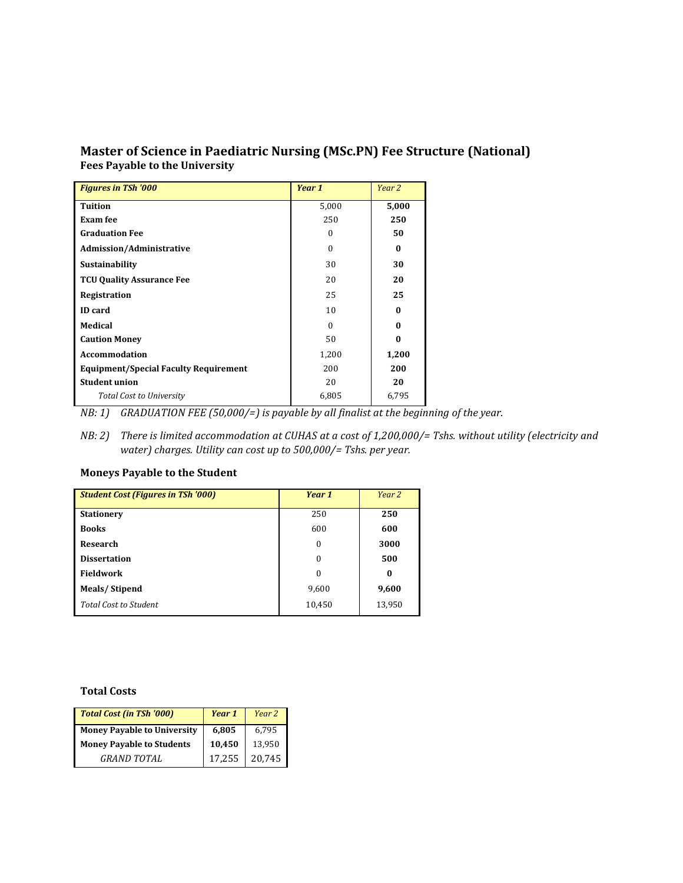## Master of Science in Paediatric Nursing (MSc.PN) Fee Structure (National)

### Fees Payable to the University

| *Figures in TSh '000* | *Year 1* | *Year 2* |
|---|---|---|
| **Tuition** | 5,000 | **5,000** |
| **Exam fee** | 250 | **250** |
| **Graduation Fee** | 0 | **50** |
| **Admission/Administrative** | 0 | **0** |
| **Sustainability** | 30 | **30** |
| **TCU Quality Assurance Fee** | 20 | **20** |
| **Registration** | 25 | **25** |
| **ID card** | 10 | **0** |
| **Medical** | 0 | **0** |
| **Caution Money** | 50 | **0** |
| **Accommodation** | 1,200 | **1,200** |
| **Equipment/Special Faculty Requirement** | 200 | **200** |
| **Student union** | 20 | **20** |
| *Total Cost to University* | 6,805 | 6,795 |

*NB: 1) GRADUATION FEE (50,000/=) is payable by all finalist at the beginning of the year.*

*NB: 2) There is limited accommodation at CUHAS at a cost of 1,200,000/= Tshs. without utility (electricity and water) charges. Utility can cost up to 500,000/= Tshs. per year.*

### Moneys Payable to the Student

| *Student Cost (Figures in TSh '000)* | *Year 1* | *Year 2* |
|---|---|---|
| **Stationery** | 250 | **250** |
| **Books** | 600 | **600** |
| **Research** | 0 | **3000** |
| **Dissertation** | 0 | **500** |
| **Fieldwork** | 0 | **0** |
| **Meals/ Stipend** | 9,600 | **9,600** |
| *Total Cost to Student* | 10,450 | 13,950 |

### Total Costs

| *Total Cost (in TSh '000)* | *Year 1* | *Year 2* |
|---|---|---|
| **Money Payable to University** | **6,805** | 6,795 |
| **Money Payable to Students** | **10,450** | 13,950 |
| *GRAND TOTAL* | 17,255 | 20,745 |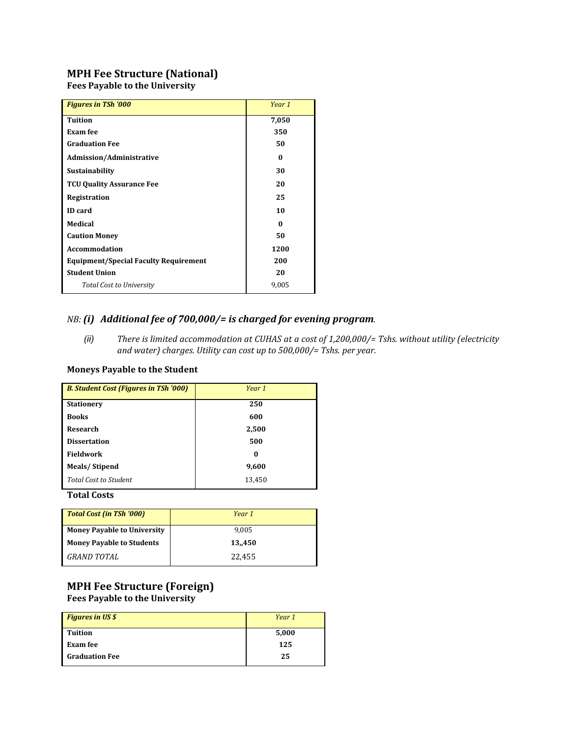## MPH Fee Structure (National)

**Fees Payable to the University**

| ***Figures in TSh '000*** | *Year 1* |
|---|---|
| **Tuition** | **7,050** |
| **Exam fee** | **350** |
| **Graduation Fee** | **50** |
| **Admission/Administrative** | **0** |
| **Sustainability** | **30** |
| **TCU Quality Assurance Fee** | **20** |
| **Registration** | **25** |
| **ID card** | **10** |
| **Medical** | **0** |
| **Caution Money** | **50** |
| **Accommodation** | **1200** |
| **Equipment/Special Faculty Requirement** | **200** |
| **Student Union** | **20** |
| *Total Cost to University* | 9,005 |

*NB:* ***(i) Additional fee of 700,000/= is charged for evening program****.*

*(ii) There is limited accommodation at CUHAS at a cost of 1,200,000/= Tshs. without utility (electricity and water) charges. Utility can cost up to 500,000/= Tshs. per year.*

**Moneys Payable to the Student**

| ***B. Student Cost (Figures in TSh '000)*** | *Year 1* |
|---|---|
| **Stationery** | **250** |
| **Books** | **600** |
| **Research** | **2,500** |
| **Dissertation** | **500** |
| **Fieldwork** | **0** |
| **Meals/ Stipend** | **9,600** |
| *Total Cost to Student* | 13,450 |

**Total Costs**

| ***Total Cost (in TSh '000)*** | *Year 1* |
|---|---|
| **Money Payable to University** | 9,005 |
| **Money Payable to Students** | **13,,450** |
| *GRAND TOTAL* | 22,455 |

## MPH Fee Structure (Foreign)

**Fees Payable to the University**

| ***Figures in US $*** | *Year 1* |
|---|---|
| **Tuition** | **5,000** |
| **Exam fee** | **125** |
| **Graduation Fee** | **25** |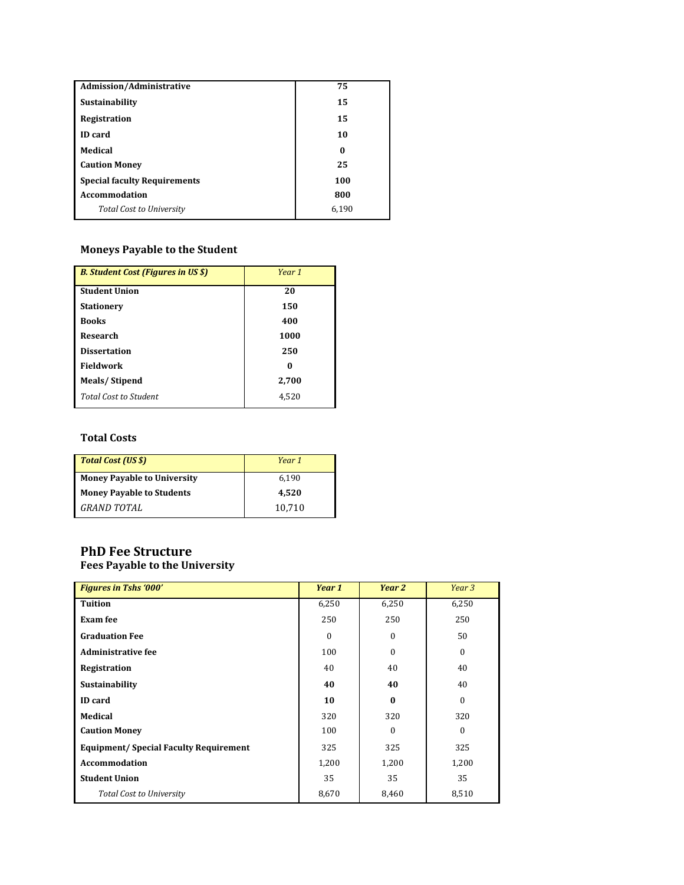| Admission/Administrative | 75 |
|---|---|
| **Sustainability** | **15** |
| **Registration** | **15** |
| **ID card** | **10** |
| **Medical** | **0** |
| **Caution Money** | **25** |
| **Special faculty Requirements** | **100** |
| **Accommodation** | **800** |
| *Total Cost to University* | 6,190 |

### Moneys Payable to the Student

| *B. Student Cost (Figures in US $)* | *Year 1* |
|---|---|
| **Student Union** | **20** |
| **Stationery** | **150** |
| **Books** | **400** |
| **Research** | **1000** |
| **Dissertation** | **250** |
| **Fieldwork** | **0** |
| **Meals/ Stipend** | **2,700** |
| *Total Cost to Student* | 4,520 |

### Total Costs

| *Total Cost (US $)* | *Year 1* |
|---|---|
| **Money Payable to University** | 6,190 |
| **Money Payable to Students** | **4,520** |
| *GRAND TOTAL* | 10,710 |

## PhD Fee Structure

### Fees Payable to the University

| *Figures in Tshs '000'* | *Year 1* | *Year 2* | *Year 3* |
|---|---|---|---|
| **Tuition** | 6,250 | 6,250 | 6,250 |
| **Exam fee** | 250 | 250 | 250 |
| **Graduation Fee** | 0 | 0 | 50 |
| **Administrative fee** | 100 | 0 | 0 |
| **Registration** | 40 | 40 | 40 |
| **Sustainability** | **40** | **40** | 40 |
| **ID card** | **10** | **0** | 0 |
| **Medical** | 320 | 320 | 320 |
| **Caution Money** | 100 | 0 | 0 |
| **Equipment/ Special Faculty Requirement** | 325 | 325 | 325 |
| **Accommodation** | 1,200 | 1,200 | 1,200 |
| **Student Union** | 35 | 35 | 35 |
| *Total Cost to University* | 8,670 | 8,460 | 8,510 |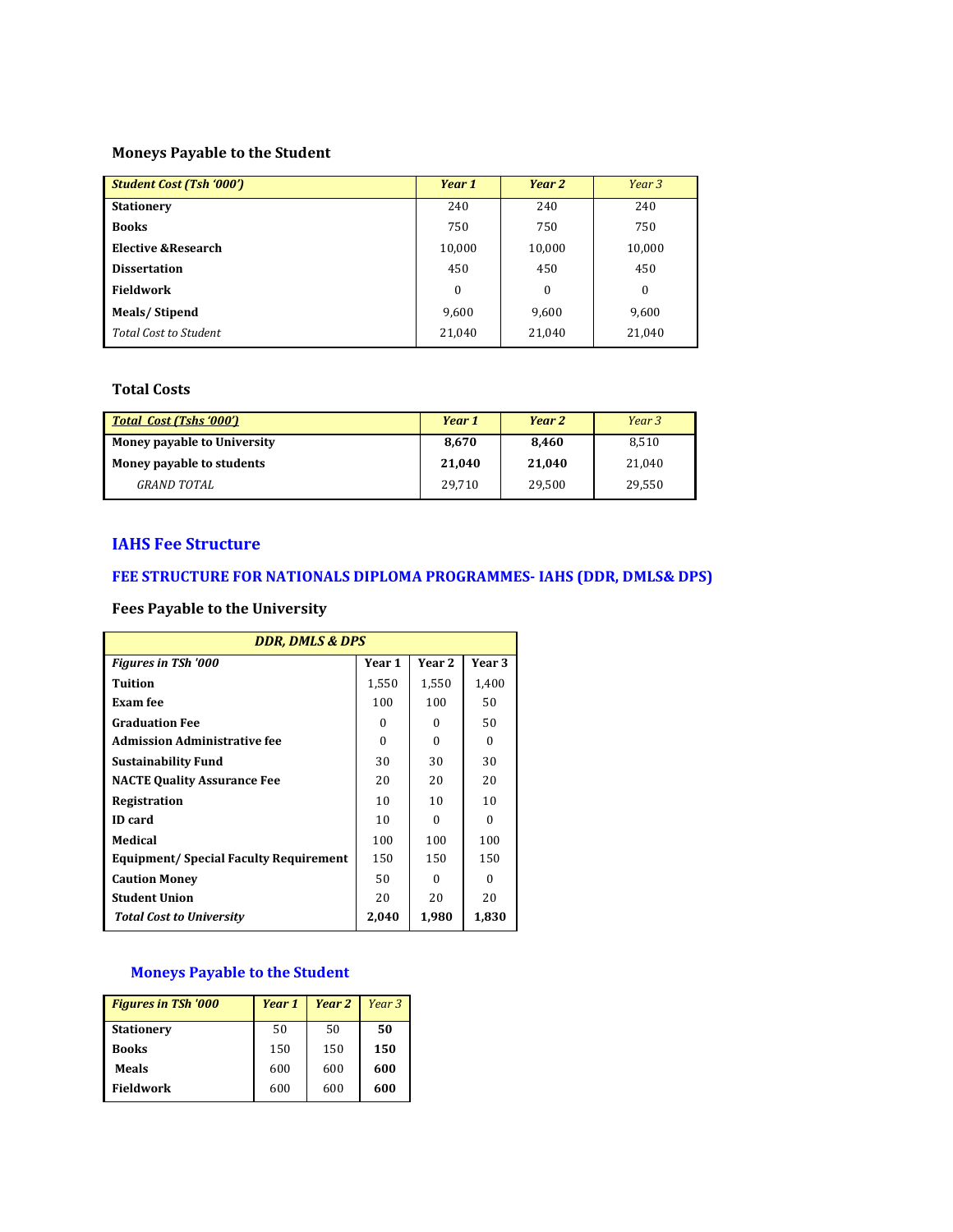### Moneys Payable to the Student

| *Student Cost (Tsh '000')* | *Year 1* | *Year 2* | *Year 3* |
|---|---|---|---|
| **Stationery** | 240 | 240 | 240 |
| **Books** | 750 | 750 | 750 |
| **Elective &Research** | 10,000 | 10,000 | 10,000 |
| **Dissertation** | 450 | 450 | 450 |
| **Fieldwork** | 0 | 0 | 0 |
| **Meals/ Stipend** | 9,600 | 9,600 | 9,600 |
| *Total Cost to Student* | 21,040 | 21,040 | 21,040 |

### Total Costs

| ***Total Cost (Tshs '000')*** | *Year 1* | *Year 2* | *Year 3* |
|---|---|---|---|
| **Money payable to University** | **8,670** | **8,460** | 8,510 |
| **Money payable to students** | **21,040** | **21,040** | 21,040 |
| *GRAND TOTAL* | 29,710 | 29,500 | 29,550 |

## IAHS Fee Structure

### FEE STRUCTURE FOR NATIONALS DIPLOMA PROGRAMMES- IAHS (DDR, DMLS& DPS)

### Fees Payable to the University

| ***DDR, DMLS & DPS*** | | | |
|---|---|---|---|
| ***Figures in TSh '000*** | **Year 1** | **Year 2** | **Year 3** |
| **Tuition** | 1,550 | 1,550 | 1,400 |
| **Exam fee** | 100 | 100 | 50 |
| **Graduation Fee** | 0 | 0 | 50 |
| **Admission Administrative fee** | 0 | 0 | 0 |
| **Sustainability Fund** | 30 | 30 | 30 |
| **NACTE Quality Assurance Fee** | 20 | 20 | 20 |
| **Registration** | 10 | 10 | 10 |
| **ID card** | 10 | 0 | 0 |
| **Medical** | 100 | 100 | 100 |
| **Equipment/ Special Faculty Requirement** | 150 | 150 | 150 |
| **Caution Money** | 50 | 0 | 0 |
| **Student Union** | 20 | 20 | 20 |
| ***Total Cost to University*** | **2,040** | **1,980** | **1,830** |

### Moneys Payable to the Student

| ***Figures in TSh '000*** | ***Year 1*** | ***Year 2*** | *Year 3* |
|---|---|---|---|
| **Stationery** | 50 | 50 | **50** |
| **Books** | 150 | 150 | **150** |
| **Meals** | 600 | 600 | **600** |
| **Fieldwork** | 600 | 600 | **600** |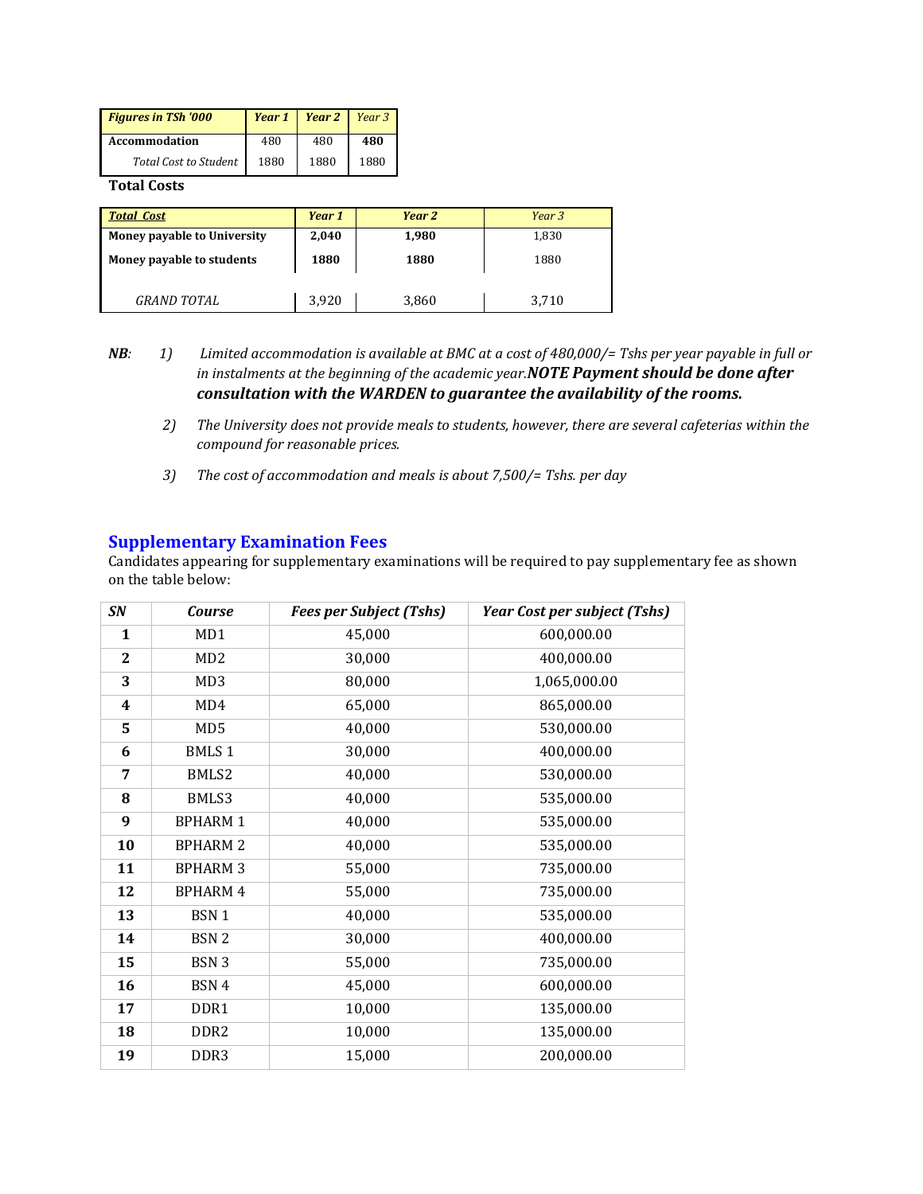| *Figures in TSh '000* | *Year 1* | *Year 2* | *Year 3* |
|---|---|---|---|
| **Accommodation** | 480 | 480 | **480** |
| *Total Cost to Student* | 1880 | 1880 | 1880 |

**Total Costs**

| ***Total Cost*** | *Year 1* | *Year 2* | *Year 3* |
|---|---|---|---|
| **Money payable to University** | **2,040** | **1,980** | 1,830 |
| **Money payable to students** | **1880** | **1880** | 1880 |
| *GRAND TOTAL* | 3,920 | 3,860 | 3,710 |

***NB:***

1) *Limited accommodation is available at BMC at a cost of 480,000/= Tshs per year payable in full or in instalments at the beginning of the academic year.* ***NOTE Payment should be done after consultation with the WARDEN to guarantee the availability of the rooms.***

2) *The University does not provide meals to students, however, there are several cafeterias within the compound for reasonable prices.*

3) *The cost of accommodation and meals is about 7,500/= Tshs. per day*

## Supplementary Examination Fees

Candidates appearing for supplementary examinations will be required to pay supplementary fee as shown on the table below:

| *SN* | *Course* | *Fees per Subject (Tshs)* | *Year Cost per subject (Tshs)* |
|---|---|---|---|
| **1** | MD1 | 45,000 | 600,000.00 |
| **2** | MD2 | 30,000 | 400,000.00 |
| **3** | MD3 | 80,000 | 1,065,000.00 |
| **4** | MD4 | 65,000 | 865,000.00 |
| **5** | MD5 | 40,000 | 530,000.00 |
| **6** | BMLS 1 | 30,000 | 400,000.00 |
| **7** | BMLS2 | 40,000 | 530,000.00 |
| **8** | BMLS3 | 40,000 | 535,000.00 |
| **9** | BPHARM 1 | 40,000 | 535,000.00 |
| **10** | BPHARM 2 | 40,000 | 535,000.00 |
| **11** | BPHARM 3 | 55,000 | 735,000.00 |
| **12** | BPHARM 4 | 55,000 | 735,000.00 |
| **13** | BSN 1 | 40,000 | 535,000.00 |
| **14** | BSN 2 | 30,000 | 400,000.00 |
| **15** | BSN 3 | 55,000 | 735,000.00 |
| **16** | BSN 4 | 45,000 | 600,000.00 |
| **17** | DDR1 | 10,000 | 135,000.00 |
| **18** | DDR2 | 10,000 | 135,000.00 |
| **19** | DDR3 | 15,000 | 200,000.00 |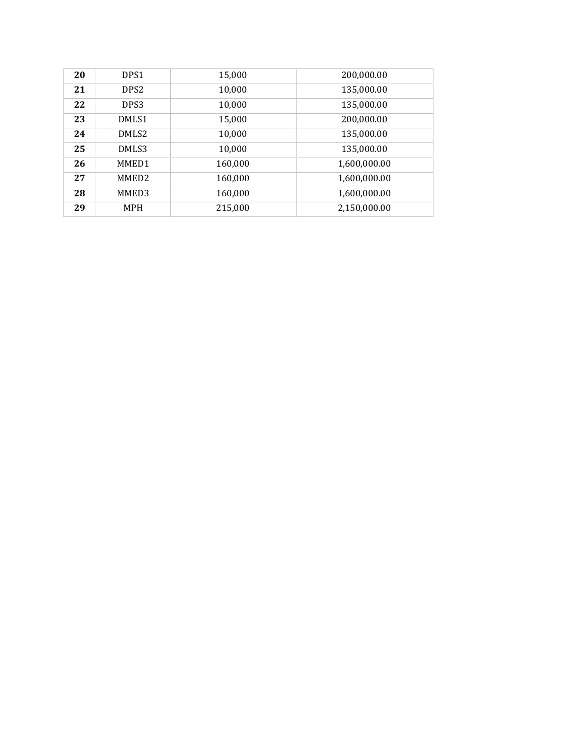| | | | |
|---|---|---|---|
| **20** | DPS1 | 15,000 | 200,000.00 |
| **21** | DPS2 | 10,000 | 135,000.00 |
| **22** | DPS3 | 10,000 | 135,000.00 |
| **23** | DMLS1 | 15,000 | 200,000.00 |
| **24** | DMLS2 | 10,000 | 135,000.00 |
| **25** | DMLS3 | 10,000 | 135,000.00 |
| **26** | MMED1 | 160,000 | 1,600,000.00 |
| **27** | MMED2 | 160,000 | 1,600,000.00 |
| **28** | MMED3 | 160,000 | 1,600,000.00 |
| **29** | MPH | 215,000 | 2,150,000.00 |